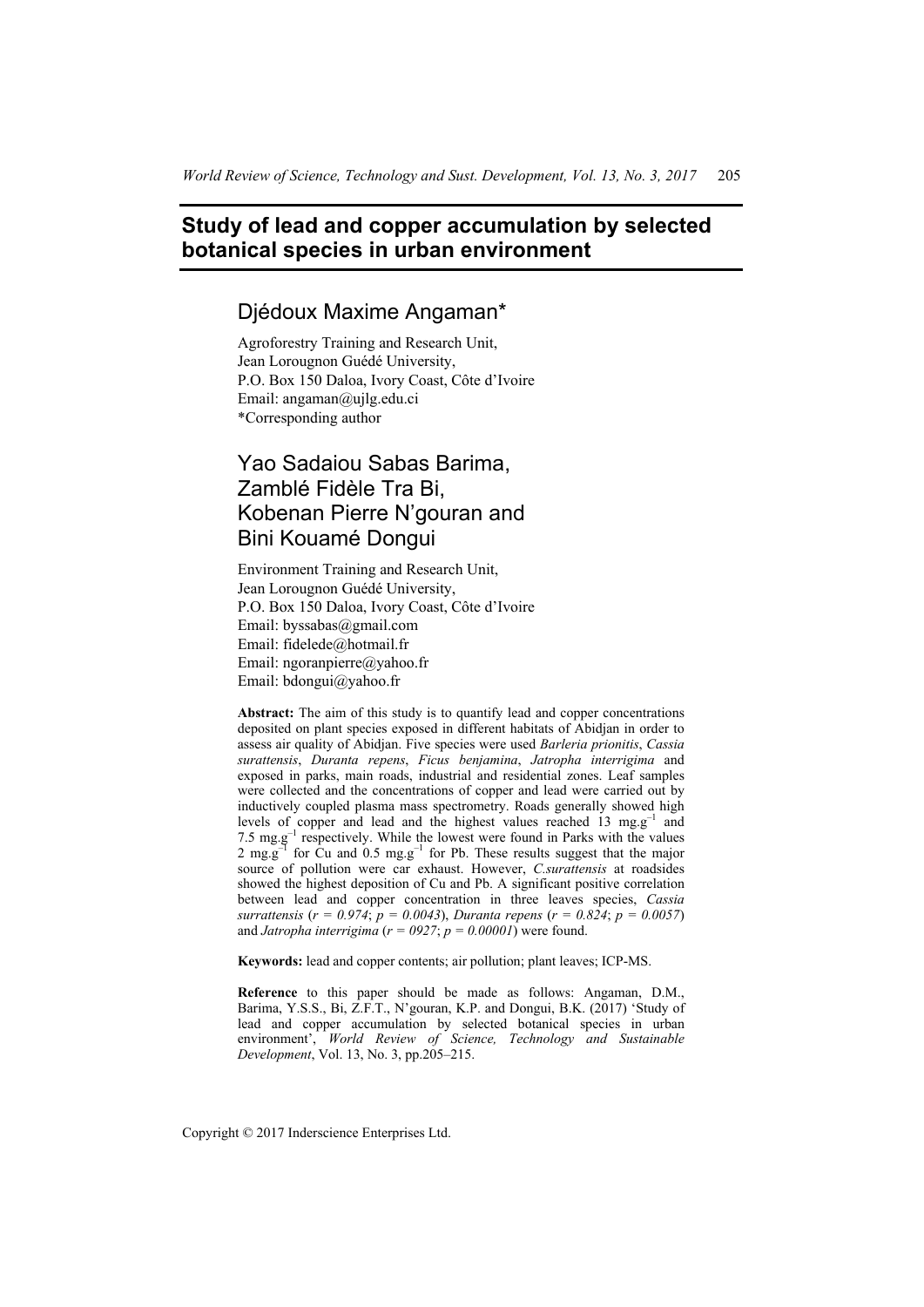# Study of lead and copper accumulation by selected botanical species in urban environment

## Djédoux Maxime Angaman*

Agroforestry Training and Research Unit,
Jean Lorougnon Guédé University,
P.O. Box 150 Daloa, Ivory Coast, Côte d'Ivoire
Email: angaman@ujlg.edu.ci
*Corresponding author

## Yao Sadaiou Sabas Barima, Zamblé Fidèle Tra Bi, Kobenan Pierre N'gouran and Bini Kouamé Dongui

Environment Training and Research Unit,
Jean Lorougnon Guédé University,
P.O. Box 150 Daloa, Ivory Coast, Côte d'Ivoire
Email: byssabas@gmail.com
Email: fidelede@hotmail.fr
Email: ngoranpierre@yahoo.fr
Email: bdongui@yahoo.fr

**Abstract:** The aim of this study is to quantify lead and copper concentrations deposited on plant species exposed in different habitats of Abidjan in order to assess air quality of Abidjan. Five species were used *Barleria prionitis*, *Cassia surattensis*, *Duranta repens*, *Ficus benjamina*, *Jatropha interrigima* and exposed in parks, main roads, industrial and residential zones. Leaf samples were collected and the concentrations of copper and lead were carried out by inductively coupled plasma mass spectrometry. Roads generally showed high levels of copper and lead and the highest values reached 13 $mg.g^{-1}$ and 7.5 $mg.g^{-1}$ respectively. While the lowest were found in Parks with the values 2 $mg.g^{-1}$ for Cu and 0.5 $mg.g^{-1}$ for Pb. These results suggest that the major source of pollution were car exhaust. However, *C.surattensis* at roadsides showed the highest deposition of Cu and Pb. A significant positive correlation between lead and copper concentration in three leaves species, *Cassia surrattensis* ($r = 0.974$; $p = 0.0043$), *Duranta repens* ($r = 0.824$; $p = 0.0057$) and *Jatropha interrigima* ($r = 0927$; $p = 0.00001$) were found.

**Keywords:** lead and copper contents; air pollution; plant leaves; ICP-MS.

**Reference** to this paper should be made as follows: Angaman, D.M., Barima, Y.S.S., Bi, Z.F.T., N'gouran, K.P. and Dongui, B.K. (2017) 'Study of lead and copper accumulation by selected botanical species in urban environment', *World Review of Science, Technology and Sustainable Development*, Vol. 13, No. 3, pp.205–215.

Copyright © 2017 Inderscience Enterprises Ltd.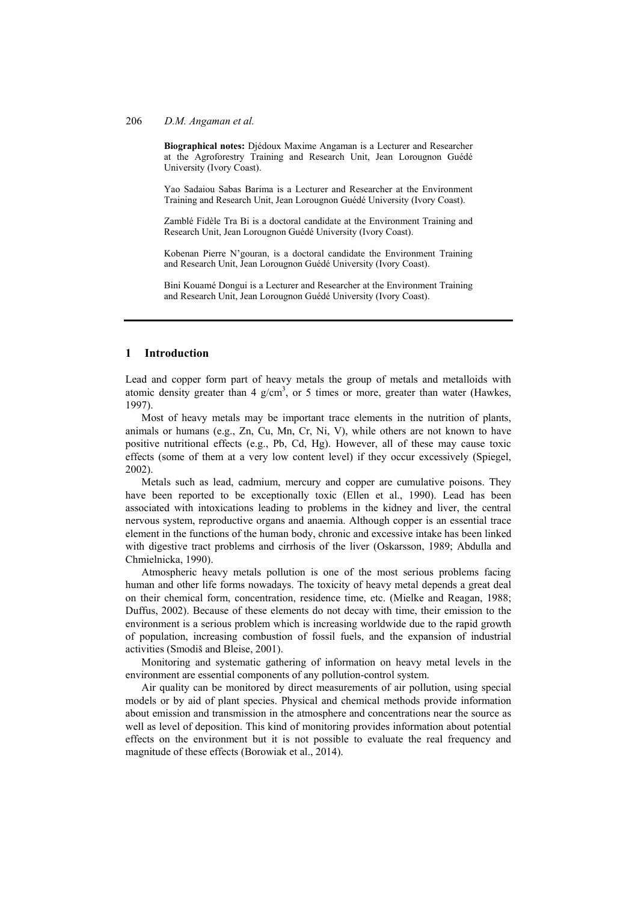**Biographical notes:** Djédoux Maxime Angaman is a Lecturer and Researcher at the Agroforestry Training and Research Unit, Jean Lorougnon Guédé University (Ivory Coast).

Yao Sadaiou Sabas Barima is a Lecturer and Researcher at the Environment Training and Research Unit, Jean Lorougnon Guédé University (Ivory Coast).

Zamblé Fidèle Tra Bi is a doctoral candidate at the Environment Training and Research Unit, Jean Lorougnon Guédé University (Ivory Coast).

Kobenan Pierre N'gouran, is a doctoral candidate the Environment Training and Research Unit, Jean Lorougnon Guédé University (Ivory Coast).

Bini Kouamé Dongui is a Lecturer and Researcher at the Environment Training and Research Unit, Jean Lorougnon Guédé University (Ivory Coast).

## 1 Introduction

Lead and copper form part of heavy metals the group of metals and metalloids with atomic density greater than 4 $g/cm^3$, or 5 times or more, greater than water (Hawkes, 1997).

Most of heavy metals may be important trace elements in the nutrition of plants, animals or humans (e.g., Zn, Cu, Mn, Cr, Ni, V), while others are not known to have positive nutritional effects (e.g., Pb, Cd, Hg). However, all of these may cause toxic effects (some of them at a very low content level) if they occur excessively (Spiegel, 2002).

Metals such as lead, cadmium, mercury and copper are cumulative poisons. They have been reported to be exceptionally toxic (Ellen et al., 1990). Lead has been associated with intoxications leading to problems in the kidney and liver, the central nervous system, reproductive organs and anaemia. Although copper is an essential trace element in the functions of the human body, chronic and excessive intake has been linked with digestive tract problems and cirrhosis of the liver (Oskarsson, 1989; Abdulla and Chmielnicka, 1990).

Atmospheric heavy metals pollution is one of the most serious problems facing human and other life forms nowadays. The toxicity of heavy metal depends a great deal on their chemical form, concentration, residence time, etc. (Mielke and Reagan, 1988; Duffus, 2002). Because of these elements do not decay with time, their emission to the environment is a serious problem which is increasing worldwide due to the rapid growth of population, increasing combustion of fossil fuels, and the expansion of industrial activities (Smodiš and Bleise, 2001).

Monitoring and systematic gathering of information on heavy metal levels in the environment are essential components of any pollution-control system.

Air quality can be monitored by direct measurements of air pollution, using special models or by aid of plant species. Physical and chemical methods provide information about emission and transmission in the atmosphere and concentrations near the source as well as level of deposition. This kind of monitoring provides information about potential effects on the environment but it is not possible to evaluate the real frequency and magnitude of these effects (Borowiak et al., 2014).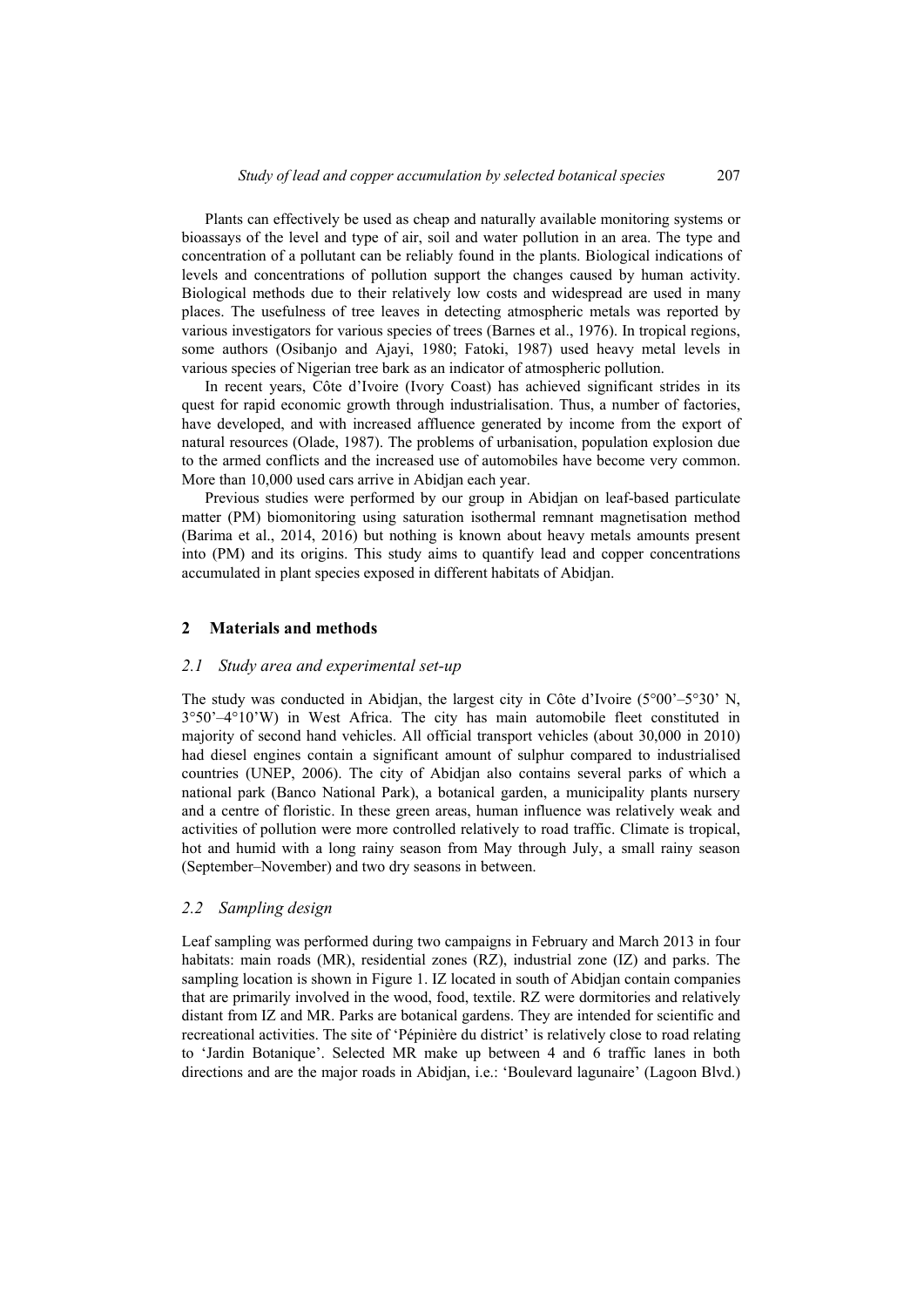Plants can effectively be used as cheap and naturally available monitoring systems or bioassays of the level and type of air, soil and water pollution in an area. The type and concentration of a pollutant can be reliably found in the plants. Biological indications of levels and concentrations of pollution support the changes caused by human activity. Biological methods due to their relatively low costs and widespread are used in many places. The usefulness of tree leaves in detecting atmospheric metals was reported by various investigators for various species of trees (Barnes et al., 1976). In tropical regions, some authors (Osibanjo and Ajayi, 1980; Fatoki, 1987) used heavy metal levels in various species of Nigerian tree bark as an indicator of atmospheric pollution.

In recent years, Côte d'Ivoire (Ivory Coast) has achieved significant strides in its quest for rapid economic growth through industrialisation. Thus, a number of factories, have developed, and with increased affluence generated by income from the export of natural resources (Olade, 1987). The problems of urbanisation, population explosion due to the armed conflicts and the increased use of automobiles have become very common. More than 10,000 used cars arrive in Abidjan each year.

Previous studies were performed by our group in Abidjan on leaf-based particulate matter (PM) biomonitoring using saturation isothermal remnant magnetisation method (Barima et al., 2014, 2016) but nothing is known about heavy metals amounts present into (PM) and its origins. This study aims to quantify lead and copper concentrations accumulated in plant species exposed in different habitats of Abidjan.

## 2 Materials and methods

### 2.1 Study area and experimental set-up

The study was conducted in Abidjan, the largest city in Côte d'Ivoire (5°00'–5°30' N, 3°50'–4°10'W) in West Africa. The city has main automobile fleet constituted in majority of second hand vehicles. All official transport vehicles (about 30,000 in 2010) had diesel engines contain a significant amount of sulphur compared to industrialised countries (UNEP, 2006). The city of Abidjan also contains several parks of which a national park (Banco National Park), a botanical garden, a municipality plants nursery and a centre of floristic. In these green areas, human influence was relatively weak and activities of pollution were more controlled relatively to road traffic. Climate is tropical, hot and humid with a long rainy season from May through July, a small rainy season (September–November) and two dry seasons in between.

### 2.2 Sampling design

Leaf sampling was performed during two campaigns in February and March 2013 in four habitats: main roads (MR), residential zones (RZ), industrial zone (IZ) and parks. The sampling location is shown in Figure 1. IZ located in south of Abidjan contain companies that are primarily involved in the wood, food, textile. RZ were dormitories and relatively distant from IZ and MR. Parks are botanical gardens. They are intended for scientific and recreational activities. The site of 'Pépinière du district' is relatively close to road relating to 'Jardin Botanique'. Selected MR make up between 4 and 6 traffic lanes in both directions and are the major roads in Abidjan, i.e.: 'Boulevard lagunaire' (Lagoon Blvd.)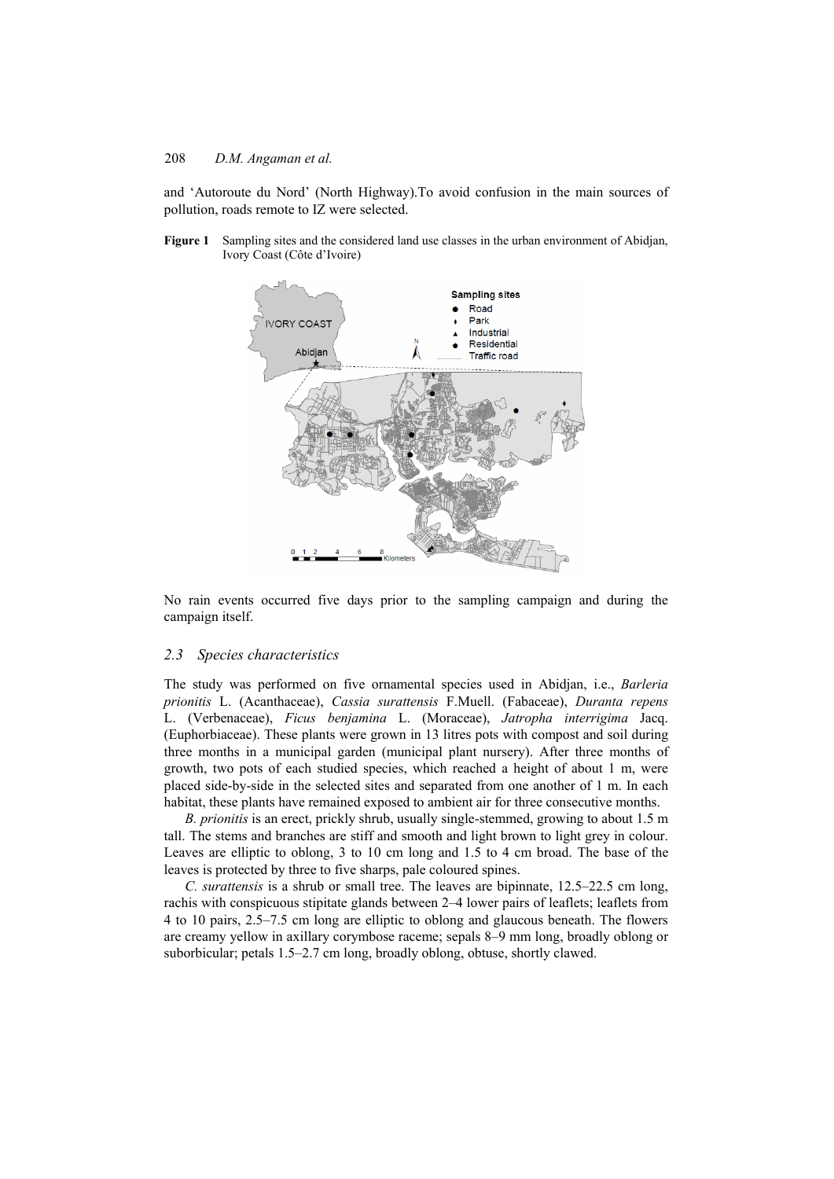and 'Autoroute du Nord' (North Highway).To avoid confusion in the main sources of pollution, roads remote to IZ were selected.

**Figure 1** Sampling sites and the considered land use classes in the urban environment of Abidjan, Ivory Coast (Côte d'Ivoire)

No rain events occurred five days prior to the sampling campaign and during the campaign itself.

### 2.3 Species characteristics

The study was performed on five ornamental species used in Abidjan, i.e., *Barleria prionitis* L. (Acanthaceae), *Cassia surattensis* F.Muell. (Fabaceae), *Duranta repens* L. (Verbenaceae), *Ficus benjamina* L. (Moraceae), *Jatropha interrigima* Jacq. (Euphorbiaceae). These plants were grown in 13 litres pots with compost and soil during three months in a municipal garden (municipal plant nursery). After three months of growth, two pots of each studied species, which reached a height of about 1 m, were placed side-by-side in the selected sites and separated from one another of 1 m. In each habitat, these plants have remained exposed to ambient air for three consecutive months.

*B. prionitis* is an erect, prickly shrub, usually single-stemmed, growing to about 1.5 m tall. The stems and branches are stiff and smooth and light brown to light grey in colour. Leaves are elliptic to oblong, 3 to 10 cm long and 1.5 to 4 cm broad. The base of the leaves is protected by three to five sharps, pale coloured spines.

*C. surattensis* is a shrub or small tree. The leaves are bipinnate, 12.5–22.5 cm long, rachis with conspicuous stipitate glands between 2–4 lower pairs of leaflets; leaflets from 4 to 10 pairs, 2.5–7.5 cm long are elliptic to oblong and glaucous beneath. The flowers are creamy yellow in axillary corymbose raceme; sepals 8–9 mm long, broadly oblong or suborbicular; petals 1.5–2.7 cm long, broadly oblong, obtuse, shortly clawed.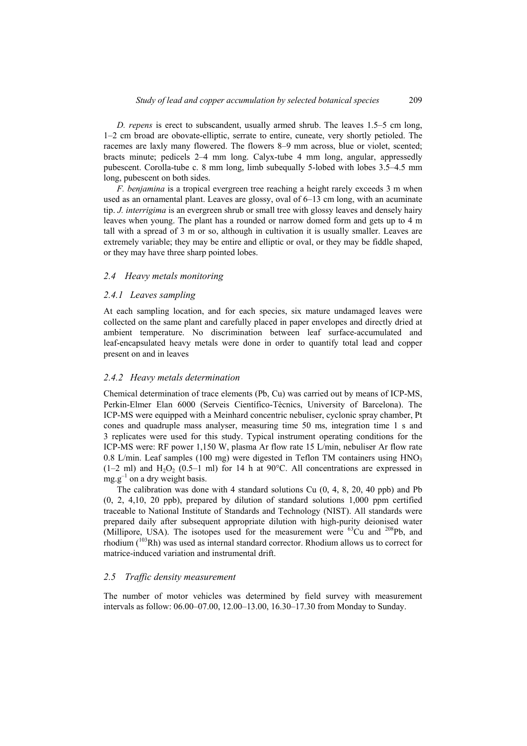*D. repens* is erect to subscandent, usually armed shrub. The leaves 1.5–5 cm long, 1–2 cm broad are obovate-elliptic, serrate to entire, cuneate, very shortly petioled. The racemes are laxly many flowered. The flowers 8–9 mm across, blue or violet, scented; bracts minute; pedicels 2–4 mm long. Calyx-tube 4 mm long, angular, appressedly pubescent. Corolla-tube c. 8 mm long, limb subequally 5-lobed with lobes 3.5–4.5 mm long, pubescent on both sides.

*F. benjamina* is a tropical evergreen tree reaching a height rarely exceeds 3 m when used as an ornamental plant. Leaves are glossy, oval of 6–13 cm long, with an acuminate tip. *J. interrigima* is an evergreen shrub or small tree with glossy leaves and densely hairy leaves when young. The plant has a rounded or narrow domed form and gets up to 4 m tall with a spread of 3 m or so, although in cultivation it is usually smaller. Leaves are extremely variable; they may be entire and elliptic or oval, or they may be fiddle shaped, or they may have three sharp pointed lobes.

### *2.4 Heavy metals monitoring*

#### *2.4.1 Leaves sampling*

At each sampling location, and for each species, six mature undamaged leaves were collected on the same plant and carefully placed in paper envelopes and directly dried at ambient temperature. No discrimination between leaf surface-accumulated and leaf-encapsulated heavy metals were done in order to quantify total lead and copper present on and in leaves

#### *2.4.2 Heavy metals determination*

Chemical determination of trace elements (Pb, Cu) was carried out by means of ICP-MS, Perkin-Elmer Elan 6000 (Serveis Científico-Tècnics, University of Barcelona). The ICP-MS were equipped with a Meinhard concentric nebuliser, cyclonic spray chamber, Pt cones and quadruple mass analyser, measuring time 50 ms, integration time 1 s and 3 replicates were used for this study. Typical instrument operating conditions for the ICP-MS were: RF power 1,150 W, plasma Ar flow rate 15 L/min, nebuliser Ar flow rate 0.8 L/min. Leaf samples (100 mg) were digested in Teflon TM containers using $HNO_3$ (1–2 ml) and $H_2O_2$ (0.5–1 ml) for 14 h at 90°C. All concentrations are expressed in $mg.g^{-1}$ on a dry weight basis.

The calibration was done with 4 standard solutions Cu (0, 4, 8, 20, 40 ppb) and Pb (0, 2, 4,10, 20 ppb), prepared by dilution of standard solutions 1,000 ppm certified traceable to National Institute of Standards and Technology (NIST). All standards were prepared daily after subsequent appropriate dilution with high-purity deionised water (Millipore, USA). The isotopes used for the measurement were $^{63}Cu$ and $^{208}Pb$, and rhodium ($^{103}Rh$) was used as internal standard corrector. Rhodium allows us to correct for matrice-induced variation and instrumental drift.

### *2.5 Traffic density measurement*

The number of motor vehicles was determined by field survey with measurement intervals as follow: 06.00–07.00, 12.00–13.00, 16.30–17.30 from Monday to Sunday.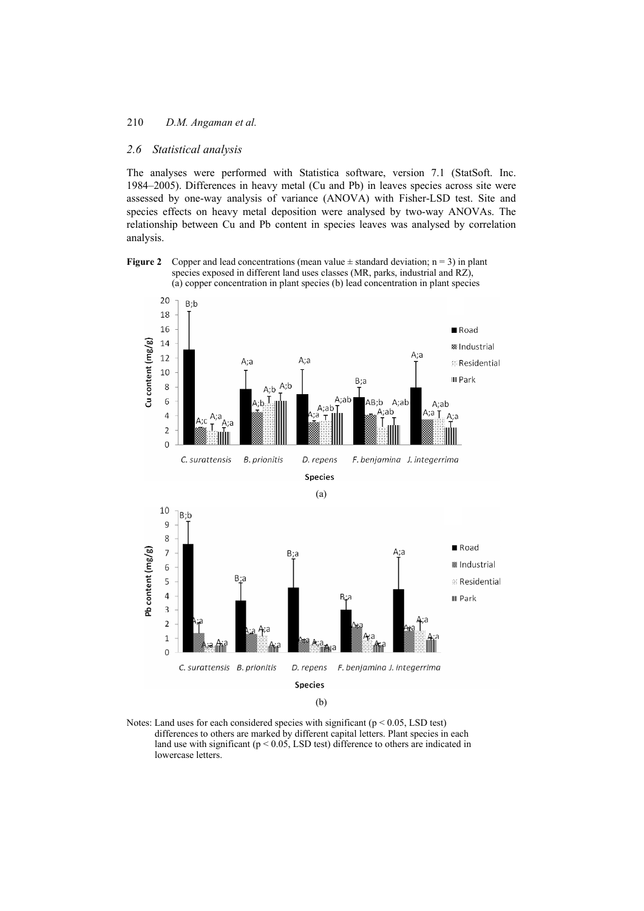### 2.6 Statistical analysis

The analyses were performed with Statistica software, version 7.1 (StatSoft. Inc. 1984–2005). Differences in heavy metal (Cu and Pb) in leaves species across site were assessed by one-way analysis of variance (ANOVA) with Fisher-LSD test. Site and species effects on heavy metal deposition were analysed by two-way ANOVAs. The relationship between Cu and Pb content in species leaves was analysed by correlation analysis.

**Figure 2** Copper and lead concentrations (mean value ± standard deviation; n = 3) in plant species exposed in different land uses classes (MR, parks, industrial and RZ), (a) copper concentration in plant species (b) lead concentration in plant species

Notes: Land uses for each considered species with significant ($p < 0.05$, LSD test) differences to others are marked by different capital letters. Plant species in each land use with significant ($p < 0.05$, LSD test) difference to others are indicated in lowercase letters.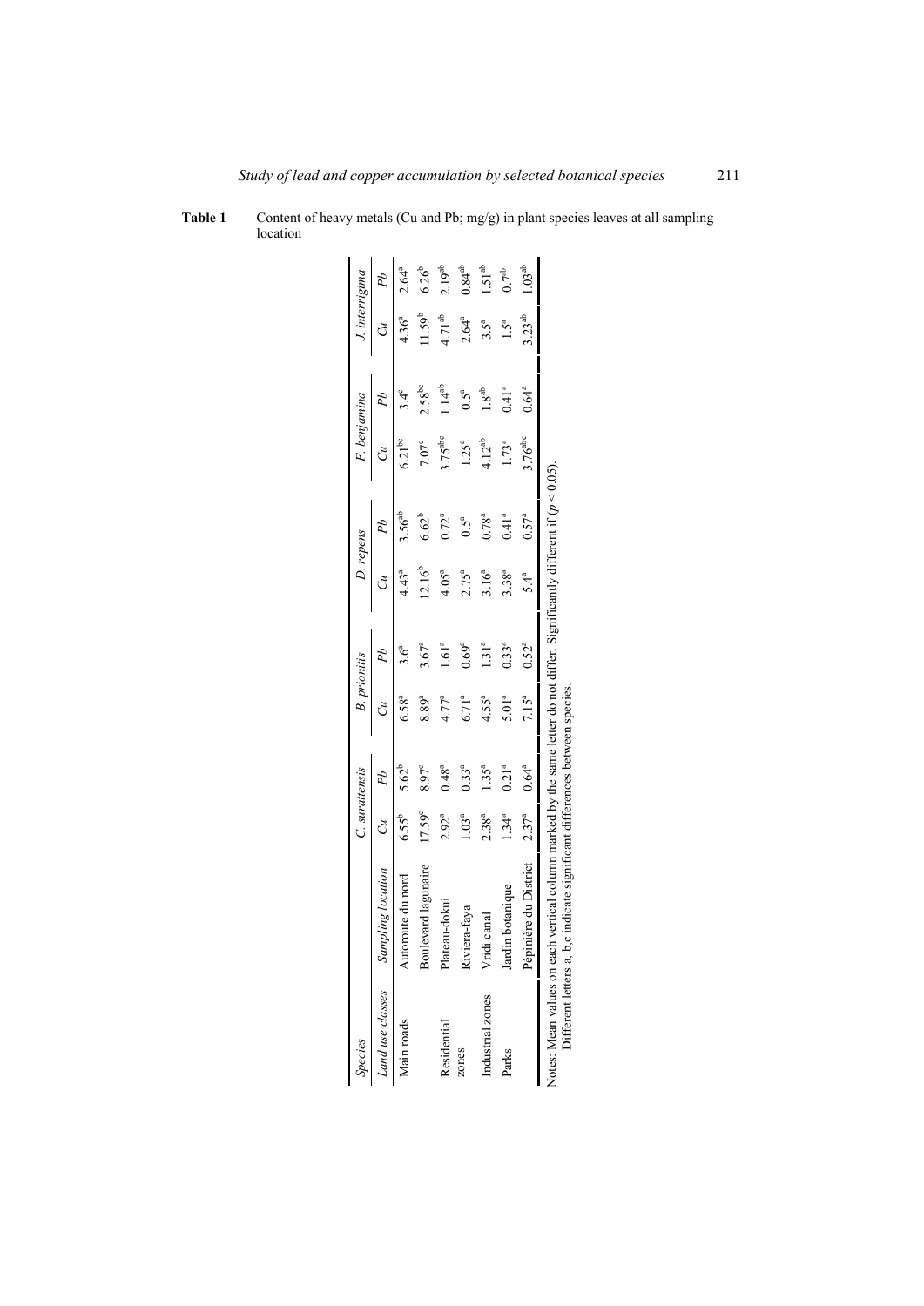**Table 1** Content of heavy metals (Cu and Pb; mg/g) in plant species leaves at all sampling location

| Species | | *C. surattensis* | | *B. prionitis* | | *D. repens* | | *F. benjamina* | | *J. interrigima* | |
|---|---|---|---|---|---|---|---|---|---|---|---|
| Land use classes | Sampling location | *Cu* | *Pb* | *Cu* | *Pb* | *Cu* | *Pb* | *Cu* | *Pb* | *Cu* | *Pb* |
| Main roads | Autoroute du nord | 6.55[b] | 5.62[b] | 6.58[a] | 3.6[a] | 4.43[a] | 3.56[ab] | 6.21[bc] | 3.4[c] | 4.36[a] | 2.64[a] |
| | Boulevard lagunaire | 17.59[c] | 8.97[c] | 8.89[a] | 3.67[a] | 12.16[b] | 6.62[b] | 7.07[c] | 2.58[bc] | 11.59[b] | 6.26[b] |
| Residential zones | Plateau-dokui | 2.92[a] | 0.48[a] | 4.77[a] | 1.61[a] | 4.05[a] | 0.72[a] | 3.75[abc] | 1.14[ab] | 4.71[ab] | 2.19[ab] |
| | Riviera-faya | 1.03[a] | 0.33[a] | 6.71[a] | 0.69[a] | 2.75[a] | 0.5[a] | 1.25[a] | 0.5[a] | 2.64[a] | 0.84[ab] |
| Industrial zones | Vridi canal | 2.38[a] | 1.35[a] | 4.55[a] | 1.31[a] | 3.16[a] | 0.78[a] | 4.12[ab] | 1.8[ab] | 3.5[a] | 1.51[ab] |
| Parks | Jardin botanique | 1.34[a] | 0.21[a] | 5.01[a] | 0.33[a] | 3.38[a] | 0.41[a] | 1.73[a] | 0.41[a] | 1.5[a] | 0.7[ab] |
| | Pépinière du District | 2.37[a] | 0.64[a] | 7.15[a] | 0.52[a] | 5.4[a] | 0.57[a] | 3.76[abc] | 0.64[a] | 3.23[ab] | 1.03[ab] |

Notes: Mean values on each vertical column marked by the same letter do not differ. Significantly different if ($p < 0.05$).
Different letters a, b,c indicate significant differences between species.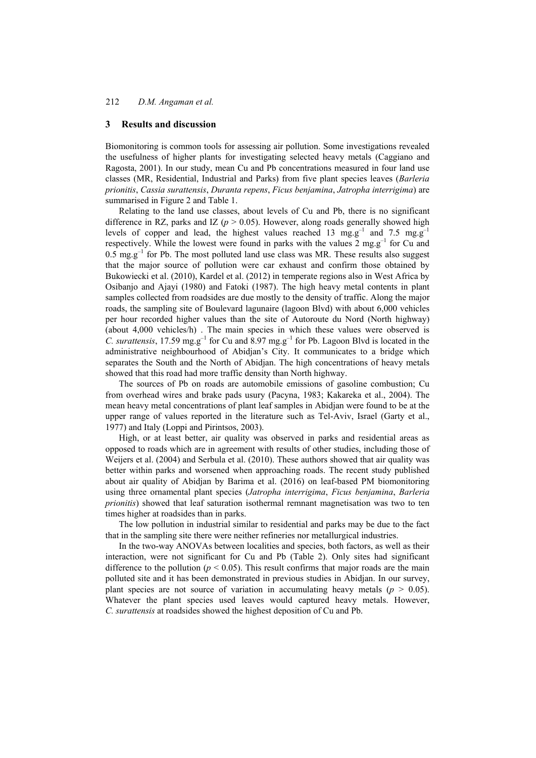## 3 Results and discussion

Biomonitoring is common tools for assessing air pollution. Some investigations revealed the usefulness of higher plants for investigating selected heavy metals (Caggiano and Ragosta, 2001). In our study, mean Cu and Pb concentrations measured in four land use classes (MR, Residential, Industrial and Parks) from five plant species leaves (*Barleria prionitis*, *Cassia surattensis*, *Duranta repens*, *Ficus benjamina*, *Jatropha interrigima*) are summarised in Figure 2 and Table 1.

Relating to the land use classes, about levels of Cu and Pb, there is no significant difference in RZ, parks and IZ ($p > 0.05$). However, along roads generally showed high levels of copper and lead, the highest values reached 13 $mg.g^{-1}$ and 7.5 $mg.g^{-1}$ respectively. While the lowest were found in parks with the values 2 $mg.g^{-1}$ for Cu and 0.5 $mg.g^{-1}$ for Pb. The most polluted land use class was MR. These results also suggest that the major source of pollution were car exhaust and confirm those obtained by Bukowiecki et al. (2010), Kardel et al. (2012) in temperate regions also in West Africa by Osibanjo and Ajayi (1980) and Fatoki (1987). The high heavy metal contents in plant samples collected from roadsides are due mostly to the density of traffic. Along the major roads, the sampling site of Boulevard lagunaire (lagoon Blvd) with about 6,000 vehicles per hour recorded higher values than the site of Autoroute du Nord (North highway) (about 4,000 vehicles/h) . The main species in which these values were observed is *C. surattensis*, 17.59 $mg.g^{-1}$ for Cu and 8.97 $mg.g^{-1}$ for Pb. Lagoon Blvd is located in the administrative neighbourhood of Abidjan's City. It communicates to a bridge which separates the South and the North of Abidjan. The high concentrations of heavy metals showed that this road had more traffic density than North highway.

The sources of Pb on roads are automobile emissions of gasoline combustion; Cu from overhead wires and brake pads usury (Pacyna, 1983; Kakareka et al., 2004). The mean heavy metal concentrations of plant leaf samples in Abidjan were found to be at the upper range of values reported in the literature such as Tel-Aviv, Israel (Garty et al., 1977) and Italy (Loppi and Pirintsos, 2003).

High, or at least better, air quality was observed in parks and residential areas as opposed to roads which are in agreement with results of other studies, including those of Weijers et al. (2004) and Serbula et al. (2010). These authors showed that air quality was better within parks and worsened when approaching roads. The recent study published about air quality of Abidjan by Barima et al. (2016) on leaf-based PM biomonitoring using three ornamental plant species (*Jatropha interrigima*, *Ficus benjamina*, *Barleria prionitis*) showed that leaf saturation isothermal remnant magnetisation was two to ten times higher at roadsides than in parks.

The low pollution in industrial similar to residential and parks may be due to the fact that in the sampling site there were neither refineries nor metallurgical industries.

In the two-way ANOVAs between localities and species, both factors, as well as their interaction, were not significant for Cu and Pb (Table 2). Only sites had significant difference to the pollution ($p < 0.05$). This result confirms that major roads are the main polluted site and it has been demonstrated in previous studies in Abidjan. In our survey, plant species are not source of variation in accumulating heavy metals ($p > 0.05$). Whatever the plant species used leaves would captured heavy metals. However, *C. surattensis* at roadsides showed the highest deposition of Cu and Pb.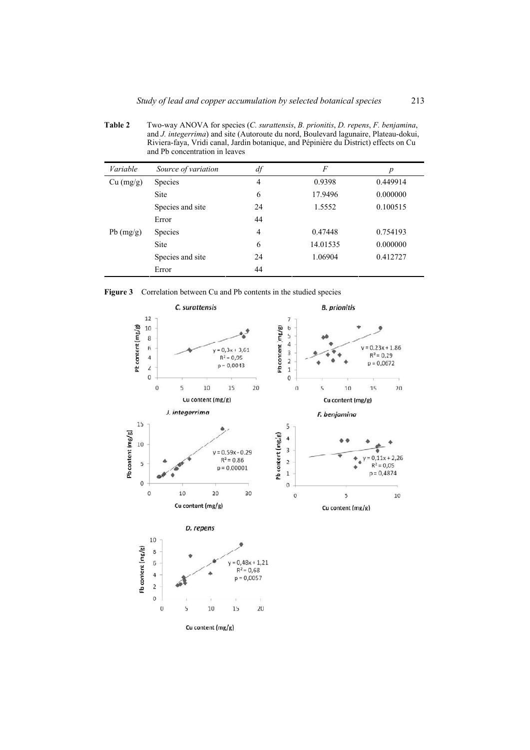**Table 2** Two-way ANOVA for species (*C. surattensis*, *B. prionitis*, *D. repens*, *F. benjamina*, and *J. integerrima*) and site (Autoroute du nord, Boulevard lagunaire, Plateau-dokui, Riviera-faya, Vridi canal, Jardin botanique, and Pépinière du District) effects on Cu and Pb concentration in leaves

| *Variable* | *Source of variation* | *df* | *F* | *p* |
|---|---|---|---|---|
| Cu (mg/g) | Species | 4 | 0.9398 | 0.449914 |
| | Site | 6 | 17.9496 | 0.000000 |
| | Species and site | 24 | 1.5552 | 0.100515 |
| | Error | 44 | | |
| Pb (mg/g) | Species | 4 | 0.47448 | 0.754193 |
| | Site | 6 | 14.01535 | 0.000000 |
| | Species and site | 24 | 1.06904 | 0.412727 |
| | Error | 44 | | |

**Figure 3** Correlation between Cu and Pb contents in the studied species

*C. surattensis*: $y = 0{,}3x + 3{,}61$, $R^2 = 0{,}95$, $p = 0{,}0043$

*B. prionitis*: $y = 0.23x + 1.86$, $R^2 = 0{,}29$, $p = 0{,}0672$

*J. integerrima*: $y = 0.59x - 0.29$, $R^2 = 0.86$, $p = 0.00001$

*F. benjamina*: $y = 0{,}11x + 2{,}26$, $R^2 = 0{,}05$, $p = 0{,}4874$

*D. repens*: $y = 0{,}48x + 1{,}21$, $R^2 = 0{,}68$, $p = 0{,}0057$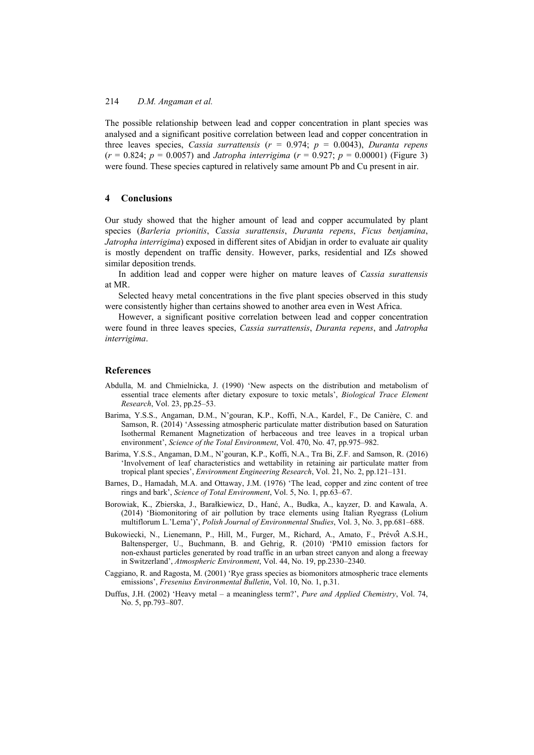The possible relationship between lead and copper concentration in plant species was analysed and a significant positive correlation between lead and copper concentration in three leaves species, *Cassia surrattensis* ($r = 0.974$; $p = 0.0043$), *Duranta repens* ($r = 0.824$; $p = 0.0057$) and *Jatropha interrigima* ($r = 0.927$; $p = 0.00001$) (Figure 3) were found. These species captured in relatively same amount Pb and Cu present in air.

## 4 Conclusions

Our study showed that the higher amount of lead and copper accumulated by plant species (*Barleria prionitis*, *Cassia surattensis*, *Duranta repens*, *Ficus benjamina*, *Jatropha interrigima*) exposed in different sites of Abidjan in order to evaluate air quality is mostly dependent on traffic density. However, parks, residential and IZs showed similar deposition trends.

In addition lead and copper were higher on mature leaves of *Cassia surattensis* at MR.

Selected heavy metal concentrations in the five plant species observed in this study were consistently higher than certains showed to another area even in West Africa.

However, a significant positive correlation between lead and copper concentration were found in three leaves species, *Cassia surrattensis*, *Duranta repens*, and *Jatropha interrigima*.

## References

Abdulla, M. and Chmielnicka, J. (1990) 'New aspects on the distribution and metabolism of essential trace elements after dietary exposure to toxic metals', *Biological Trace Element Research*, Vol. 23, pp.25–53.

Barima, Y.S.S., Angaman, D.M., N'gouran, K.P., Koffi, N.A., Kardel, F., De Canière, C. and Samson, R. (2014) 'Assessing atmospheric particulate matter distribution based on Saturation Isothermal Remanent Magnetization of herbaceous and tree leaves in a tropical urban environment', *Science of the Total Environment*, Vol. 470, No. 47, pp.975–982.

Barima, Y.S.S., Angaman, D.M., N'gouran, K.P., Koffi, N.A., Tra Bi, Z.F. and Samson, R. (2016) 'Involvement of leaf characteristics and wettability in retaining air particulate matter from tropical plant species', *Environment Engineering Research*, Vol. 21, No. 2, pp.121–131.

Barnes, D., Hamadah, M.A. and Ottaway, J.M. (1976) 'The lead, copper and zinc content of tree rings and bark', *Science of Total Environment*, Vol. 5, No. 1, pp.63–67.

Borowiak, K., Zbierska, J., Barałkiewicz, D., Hanć, A., Budka, A., kayzer, D. and Kawala, A. (2014) 'Biomonitoring of air pollution by trace elements using Italian Ryegrass (Lolium multiflorum L.'Lema')', *Polish Journal of Environmental Studies*, Vol. 3, No. 3, pp.681–688.

Bukowiecki, N., Lienemann, P., Hill, M., Furger, M., Richard, A., Amato, F., Prévôt A.S.H., Baltensperger, U., Buchmann, B. and Gehrig, R. (2010) 'PM10 emission factors for non-exhaust particles generated by road traffic in an urban street canyon and along a freeway in Switzerland', *Atmospheric Environment*, Vol. 44, No. 19, pp.2330–2340.

Caggiano, R. and Ragosta, M. (2001) 'Rye grass species as biomonitors atmospheric trace elements emissions', *Fresenius Environmental Bulletin*, Vol. 10, No. 1, p.31.

Duffus, J.H. (2002) 'Heavy metal – a meaningless term?', *Pure and Applied Chemistry*, Vol. 74, No. 5, pp.793–807.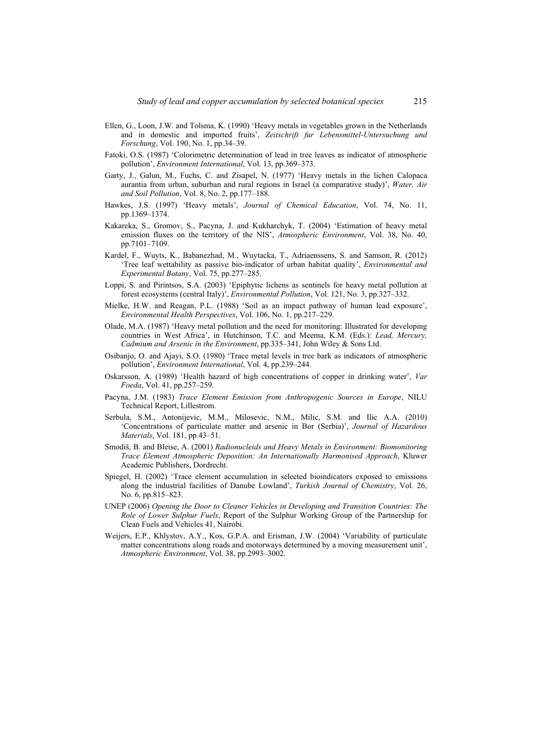Ellen, G., Loon, J.W. and Tolsma, K. (1990) 'Heavy metals in vegetables grown in the Netherlands and in domestic and imported fruits', *Zeitschrift fur Lebensmittel-Untersuchung und Forschung*, Vol. 190, No. 1, pp.34–39.

Fatoki, O.S. (1987) 'Colorimetric determination of lead in tree leaves as indicator of atmospheric pollution', *Environment International*, Vol. 13, pp.369–373.

Garty, J., Galun, M., Fuchs, C. and Zisapel, N. (1977) 'Heavy metals in the lichen Calopaca aurantia from urban, suburban and rural regions in Israel (a comparative study)', *Water, Air and Soil Pollution*, Vol. 8, No. 2, pp.177–188.

Hawkes, J.S. (1997) 'Heavy metals', *Journal of Chemical Education*, Vol. 74, No. 11, pp.1369–1374.

Kakareka, S., Gromov, S., Pacyna, J. and Kukharchyk, T. (2004) 'Estimation of heavy metal emission fluxes on the territory of the NIS', *Atmospheric Environment*, Vol. 38, No. 40, pp.7101–7109.

Kardel, F., Wuyts, K., Babanezhad, M., Wuytacka, T., Adriaenssens, S. and Samson, R. (2012) 'Tree leaf wettability as passive bio-indicator of urban habitat quality', *Environmental and Experimental Botany*, Vol. 75, pp.277–285.

Loppi, S. and Pirintsos, S.A. (2003) 'Epiphytic lichens as sentinels for heavy metal pollution at forest ecosystems (central Italy)', *Environmental Pollution*, Vol. 121, No. 3, pp.327–332.

Mielke, H.W. and Reagan, P.L. (1988) 'Soil as an impact pathway of human lead exposure', *Environmental Health Perspectives*, Vol. 106, No. 1, pp.217–229.

Olade, M.A. (1987) 'Heavy metal pollution and the need for monitoring: Illustrated for developing countries in West Africa', in Hutchinson, T.C. and Meema, K.M. (Eds.): *Lead, Mercury, Cadmium and Arsenic in the Environment*, pp.335–341, John Wiley & Sons Ltd.

Osibanjo, O. and Ajayi, S.O. (1980) 'Trace metal levels in tree bark as indicators of atmospheric pollution', *Environment International*, Vol. 4, pp.239–244.

Oskarsson, A. (1989) 'Health hazard of high concentrations of copper in drinking water', *Var Foeda*, Vol. 41, pp.257–259.

Pacyna, J.M. (1983) *Trace Element Emission from Anthropogenic Sources in Europe*, NILU Technical Report, Lillestrom.

Serbula, S.M., Antonijevic, M.M., Milosevic, N.M., Milic, S.M. and Ilic A.A. (2010) 'Concentrations of particulate matter and arsenic in Bor (Serbia)', *Journal of Hazardous Materials*, Vol. 181, pp.43–51.

Smodiš, B. and Bleise, A. (2001) *Radionucleids and Heavy Metals in Environment: Biomonitoring Trace Element Atmospheric Deposition: An Internationally Harmonised Approach*, Kluwer Academic Publishers, Dordrecht.

Spiegel, H. (2002) 'Trace element accumulation in selected bioindicators exposed to emissions along the industrial facilities of Danube Lowland', *Turkish Journal of Chemistry*, Vol. 26, No. 6, pp.815–823.

UNEP (2006) *Opening the Door to Cleaner Vehicles in Developing and Transition Countries: The Role of Lower Sulphur Fuels*, Report of the Sulphur Working Group of the Partnership for Clean Fuels and Vehicles 41, Nairobi.

Weijers, E.P., Khlystov, A.Y., Kos, G.P.A. and Erisman, J.W. (2004) 'Variability of particulate matter concentrations along roads and motorways determined by a moving measurement unit', *Atmospheric Environment*, Vol. 38, pp.2993–3002.